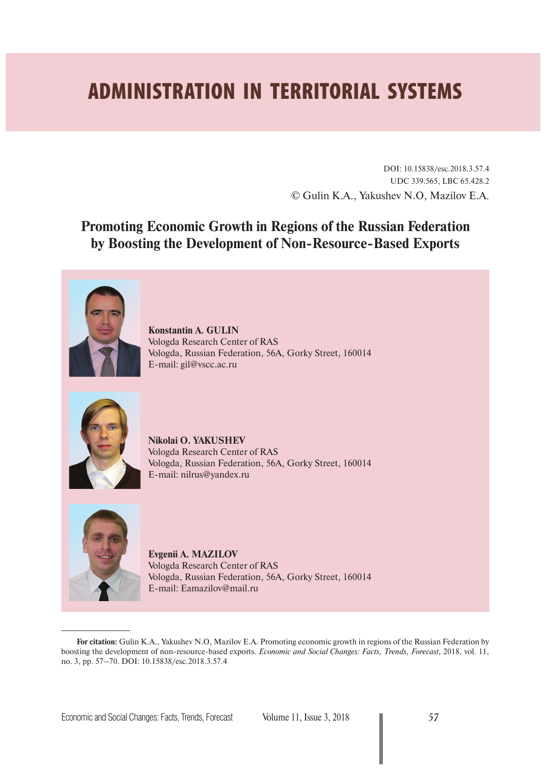# ADMINISTRATION IN TERRITORIAL SYSTEMS

DOI: 10.15838/esc.2018.3.57.4
UDC 339.565, LBC 65.428.2
© Gulin K.A., Yakushev N.O, Mazilov E.A.

## Promoting Economic Growth in Regions of the Russian Federation by Boosting the Development of Non-Resource-Based Exports

**Konstantin A. GULIN**
Vologda Research Center of RAS
Vologda, Russian Federation, 56A, Gorky Street, 160014
E-mail: gil@vscc.ac.ru

**Nikolai O. YAKUSHEV**
Vologda Research Center of RAS
Vologda, Russian Federation, 56A, Gorky Street, 160014
E-mail: nilrus@yandex.ru

**Evgenii A. MAZILOV**
Vologda Research Center of RAS
Vologda, Russian Federation, 56A, Gorky Street, 160014
E-mail: Eamazilov@mail.ru

---

**For citation:** Gulin K.A., Yakushev N.O, Mazilov E.A. Promoting economic growth in regions of the Russian Federation by boosting the development of non-resource-based exports. *Economic and Social Changes: Facts, Trends, Forecast,* 2018, vol. 11, no. 3, pp. 57–70. DOI: 10.15838/esc.2018.3.57.4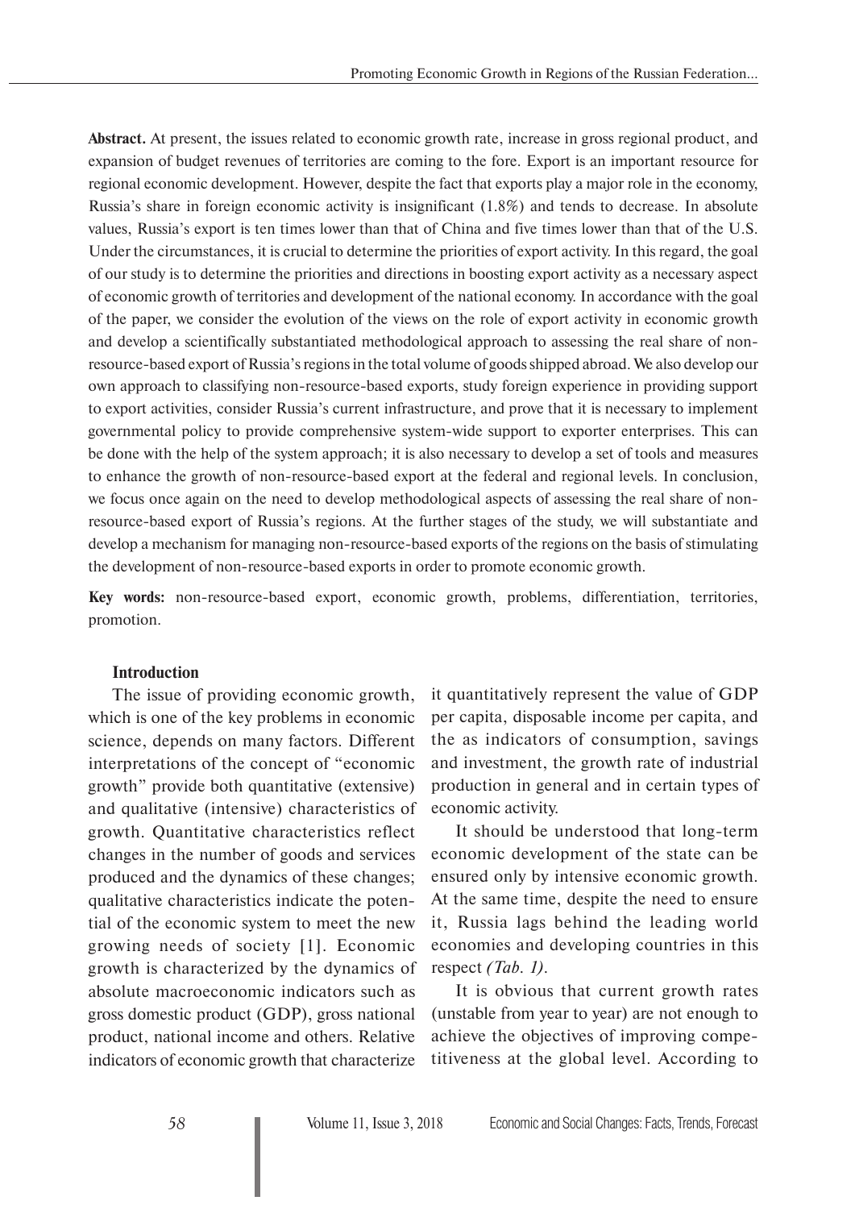**Abstract.** At present, the issues related to economic growth rate, increase in gross regional product, and expansion of budget revenues of territories are coming to the fore. Export is an important resource for regional economic development. However, despite the fact that exports play a major role in the economy, Russia's share in foreign economic activity is insignificant (1.8%) and tends to decrease. In absolute values, Russia's export is ten times lower than that of China and five times lower than that of the U.S. Under the circumstances, it is crucial to determine the priorities of export activity. In this regard, the goal of our study is to determine the priorities and directions in boosting export activity as a necessary aspect of economic growth of territories and development of the national economy. In accordance with the goal of the paper, we consider the evolution of the views on the role of export activity in economic growth and develop a scientifically substantiated methodological approach to assessing the real share of non-resource-based export of Russia's regions in the total volume of goods shipped abroad. We also develop our own approach to classifying non-resource-based exports, study foreign experience in providing support to export activities, consider Russia's current infrastructure, and prove that it is necessary to implement governmental policy to provide comprehensive system-wide support to exporter enterprises. This can be done with the help of the system approach; it is also necessary to develop a set of tools and measures to enhance the growth of non-resource-based export at the federal and regional levels. In conclusion, we focus once again on the need to develop methodological aspects of assessing the real share of non-resource-based export of Russia's regions. At the further stages of the study, we will substantiate and develop a mechanism for managing non-resource-based exports of the regions on the basis of stimulating the development of non-resource-based exports in order to promote economic growth.

**Key words:** non-resource-based export, economic growth, problems, differentiation, territories, promotion.

## Introduction

The issue of providing economic growth, which is one of the key problems in economic science, depends on many factors. Different interpretations of the concept of "economic growth" provide both quantitative (extensive) and qualitative (intensive) characteristics of growth. Quantitative characteristics reflect changes in the number of goods and services produced and the dynamics of these changes; qualitative characteristics indicate the potential of the economic system to meet the new growing needs of society [1]. Economic growth is characterized by the dynamics of absolute macroeconomic indicators such as gross domestic product (GDP), gross national product, national income and others. Relative indicators of economic growth that characterize it quantitatively represent the value of GDP per capita, disposable income per capita, and the as indicators of consumption, savings and investment, the growth rate of industrial production in general and in certain types of economic activity.

It should be understood that long-term economic development of the state can be ensured only by intensive economic growth. At the same time, despite the need to ensure it, Russia lags behind the leading world economies and developing countries in this respect *(Tab. 1)*.

It is obvious that current growth rates (unstable from year to year) are not enough to achieve the objectives of improving competitiveness at the global level. According to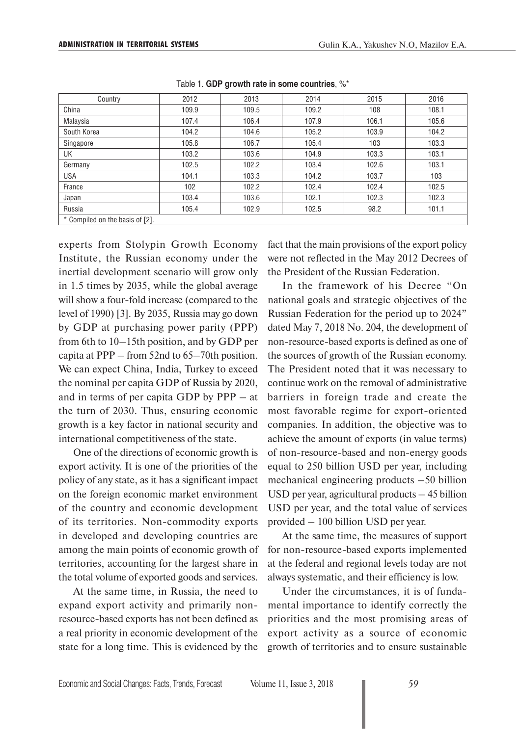Table 1. **GDP growth rate in some countries**, %*

| Country | 2012 | 2013 | 2014 | 2015 | 2016 |
|---|---|---|---|---|---|
| China | 109.9 | 109.5 | 109.2 | 108 | 108.1 |
| Malaysia | 107.4 | 106.4 | 107.9 | 106.1 | 105.6 |
| South Korea | 104.2 | 104.6 | 105.2 | 103.9 | 104.2 |
| Singapore | 105.8 | 106.7 | 105.4 | 103 | 103.3 |
| UK | 103.2 | 103.6 | 104.9 | 103.3 | 103.1 |
| Germany | 102.5 | 102.2 | 103.4 | 102.6 | 103.1 |
| USA | 104.1 | 103.3 | 104.2 | 103.7 | 103 |
| France | 102 | 102.2 | 102.4 | 102.4 | 102.5 |
| Japan | 103.4 | 103.6 | 102.1 | 102.3 | 102.3 |
| Russia | 105.4 | 102.9 | 102.5 | 98.2 | 101.1 |

\* Compiled on the basis of [2].

experts from Stolypin Growth Economy Institute, the Russian economy under the inertial development scenario will grow only in 1.5 times by 2035, while the global average will show a four-fold increase (compared to the level of 1990) [3]. By 2035, Russia may go down by GDP at purchasing power parity (PPP) from 6th to 10–15th position, and by GDP per capita at PPP – from 52nd to 65–70th position. We can expect China, India, Turkey to exceed the nominal per capita GDP of Russia by 2020, and in terms of per capita GDP by PPP – at the turn of 2030. Thus, ensuring economic growth is a key factor in national security and international competitiveness of the state.

One of the directions of economic growth is export activity. It is one of the priorities of the policy of any state, as it has a significant impact on the foreign economic market environment of the country and economic development of its territories. Non-commodity exports in developed and developing countries are among the main points of economic growth of territories, accounting for the largest share in the total volume of exported goods and services.

At the same time, in Russia, the need to expand export activity and primarily non-resource-based exports has not been defined as a real priority in economic development of the state for a long time. This is evidenced by the fact that the main provisions of the export policy were not reflected in the May 2012 Decrees of the President of the Russian Federation.

In the framework of his Decree "On national goals and strategic objectives of the Russian Federation for the period up to 2024" dated May 7, 2018 No. 204, the development of non-resource-based exports is defined as one of the sources of growth of the Russian economy. The President noted that it was necessary to continue work on the removal of administrative barriers in foreign trade and create the most favorable regime for export-oriented companies. In addition, the objective was to achieve the amount of exports (in value terms) of non-resource-based and non-energy goods equal to 250 billion USD per year, including mechanical engineering products –50 billion USD per year, agricultural products – 45 billion USD per year, and the total value of services provided – 100 billion USD per year.

At the same time, the measures of support for non-resource-based exports implemented at the federal and regional levels today are not always systematic, and their efficiency is low.

Under the circumstances, it is of fundamental importance to identify correctly the priorities and the most promising areas of export activity as a source of economic growth of territories and to ensure sustainable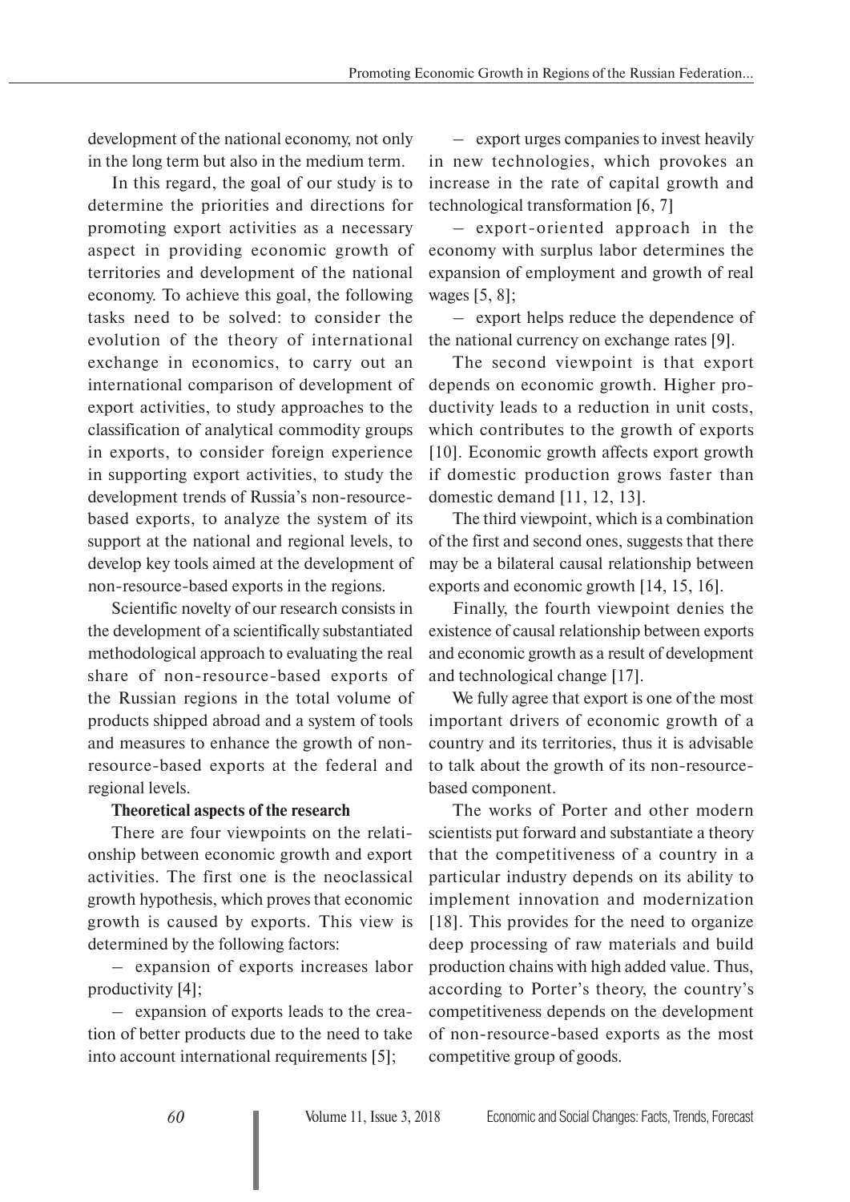development of the national economy, not only in the long term but also in the medium term.

In this regard, the goal of our study is to determine the priorities and directions for promoting export activities as a necessary aspect in providing economic growth of territories and development of the national economy. To achieve this goal, the following tasks need to be solved: to consider the evolution of the theory of international exchange in economics, to carry out an international comparison of development of export activities, to study approaches to the classification of analytical commodity groups in exports, to consider foreign experience in supporting export activities, to study the development trends of Russia's non-resource-based exports, to analyze the system of its support at the national and regional levels, to develop key tools aimed at the development of non-resource-based exports in the regions.

Scientific novelty of our research consists in the development of a scientifically substantiated methodological approach to evaluating the real share of non-resource-based exports of the Russian regions in the total volume of products shipped abroad and a system of tools and measures to enhance the growth of non-resource-based exports at the federal and regional levels.

**Theoretical aspects of the research**

There are four viewpoints on the relationship between economic growth and export activities. The first one is the neoclassical growth hypothesis, which proves that economic growth is caused by exports. This view is determined by the following factors:

– expansion of exports increases labor productivity [4];

– expansion of exports leads to the creation of better products due to the need to take into account international requirements [5];

– export urges companies to invest heavily in new technologies, which provokes an increase in the rate of capital growth and technological transformation [6, 7]

– export-oriented approach in the economy with surplus labor determines the expansion of employment and growth of real wages [5, 8];

– export helps reduce the dependence of the national currency on exchange rates [9].

The second viewpoint is that export depends on economic growth. Higher productivity leads to a reduction in unit costs, which contributes to the growth of exports [10]. Economic growth affects export growth if domestic production grows faster than domestic demand [11, 12, 13].

The third viewpoint, which is a combination of the first and second ones, suggests that there may be a bilateral causal relationship between exports and economic growth [14, 15, 16].

Finally, the fourth viewpoint denies the existence of causal relationship between exports and economic growth as a result of development and technological change [17].

We fully agree that export is one of the most important drivers of economic growth of a country and its territories, thus it is advisable to talk about the growth of its non-resource-based component.

The works of Porter and other modern scientists put forward and substantiate a theory that the competitiveness of a country in a particular industry depends on its ability to implement innovation and modernization [18]. This provides for the need to organize deep processing of raw materials and build production chains with high added value. Thus, according to Porter's theory, the country's competitiveness depends on the development of non-resource-based exports as the most competitive group of goods.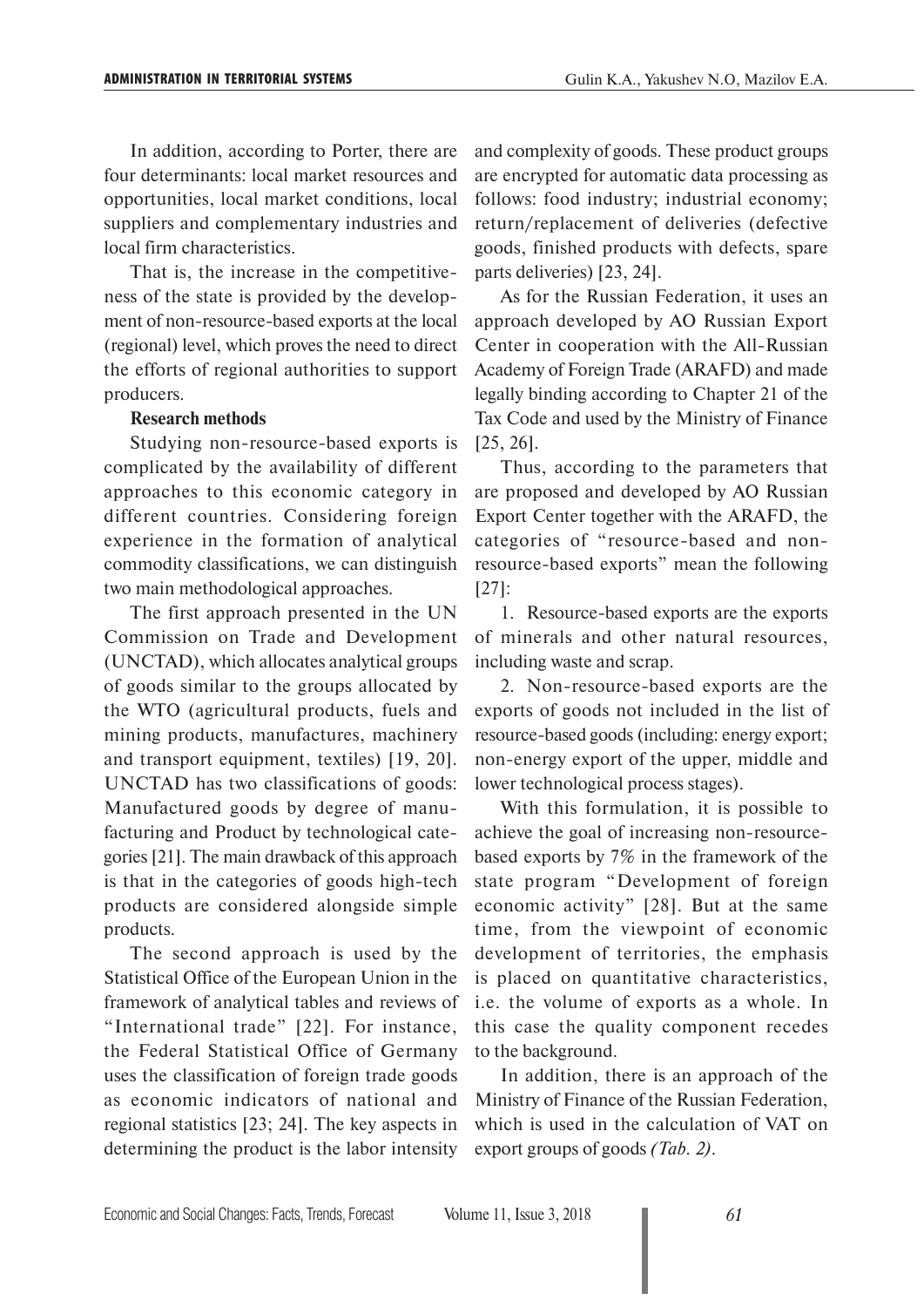In addition, according to Porter, there are four determinants: local market resources and opportunities, local market conditions, local suppliers and complementary industries and local firm characteristics.

That is, the increase in the competitiveness of the state is provided by the development of non-resource-based exports at the local (regional) level, which proves the need to direct the efforts of regional authorities to support producers.

**Research methods**

Studying non-resource-based exports is complicated by the availability of different approaches to this economic category in different countries. Considering foreign experience in the formation of analytical commodity classifications, we can distinguish two main methodological approaches.

The first approach presented in the UN Commission on Trade and Development (UNCTAD), which allocates analytical groups of goods similar to the groups allocated by the WTO (agricultural products, fuels and mining products, manufactures, machinery and transport equipment, textiles) [19, 20]. UNCTAD has two classifications of goods: Manufactured goods by degree of manufacturing and Product by technological categories [21]. The main drawback of this approach is that in the categories of goods high-tech products are considered alongside simple products.

The second approach is used by the Statistical Office of the European Union in the framework of analytical tables and reviews of "International trade" [22]. For instance, the Federal Statistical Office of Germany uses the classification of foreign trade goods as economic indicators of national and regional statistics [23; 24]. The key aspects in determining the product is the labor intensity and complexity of goods. These product groups are encrypted for automatic data processing as follows: food industry; industrial economy; return/replacement of deliveries (defective goods, finished products with defects, spare parts deliveries) [23, 24].

As for the Russian Federation, it uses an approach developed by AO Russian Export Center in cooperation with the All-Russian Academy of Foreign Trade (ARAFD) and made legally binding according to Chapter 21 of the Tax Code and used by the Ministry of Finance [25, 26].

Thus, according to the parameters that are proposed and developed by AO Russian Export Center together with the ARAFD, the categories of "resource-based and non-resource-based exports" mean the following [27]:

1. Resource-based exports are the exports of minerals and other natural resources, including waste and scrap.

2. Non-resource-based exports are the exports of goods not included in the list of resource-based goods (including: energy export; non-energy export of the upper, middle and lower technological process stages).

With this formulation, it is possible to achieve the goal of increasing non-resource-based exports by 7% in the framework of the state program "Development of foreign economic activity" [28]. But at the same time, from the viewpoint of economic development of territories, the emphasis is placed on quantitative characteristics, i.e. the volume of exports as a whole. In this case the quality component recedes to the background.

In addition, there is an approach of the Ministry of Finance of the Russian Federation, which is used in the calculation of VAT on export groups of goods *(Tab. 2)*.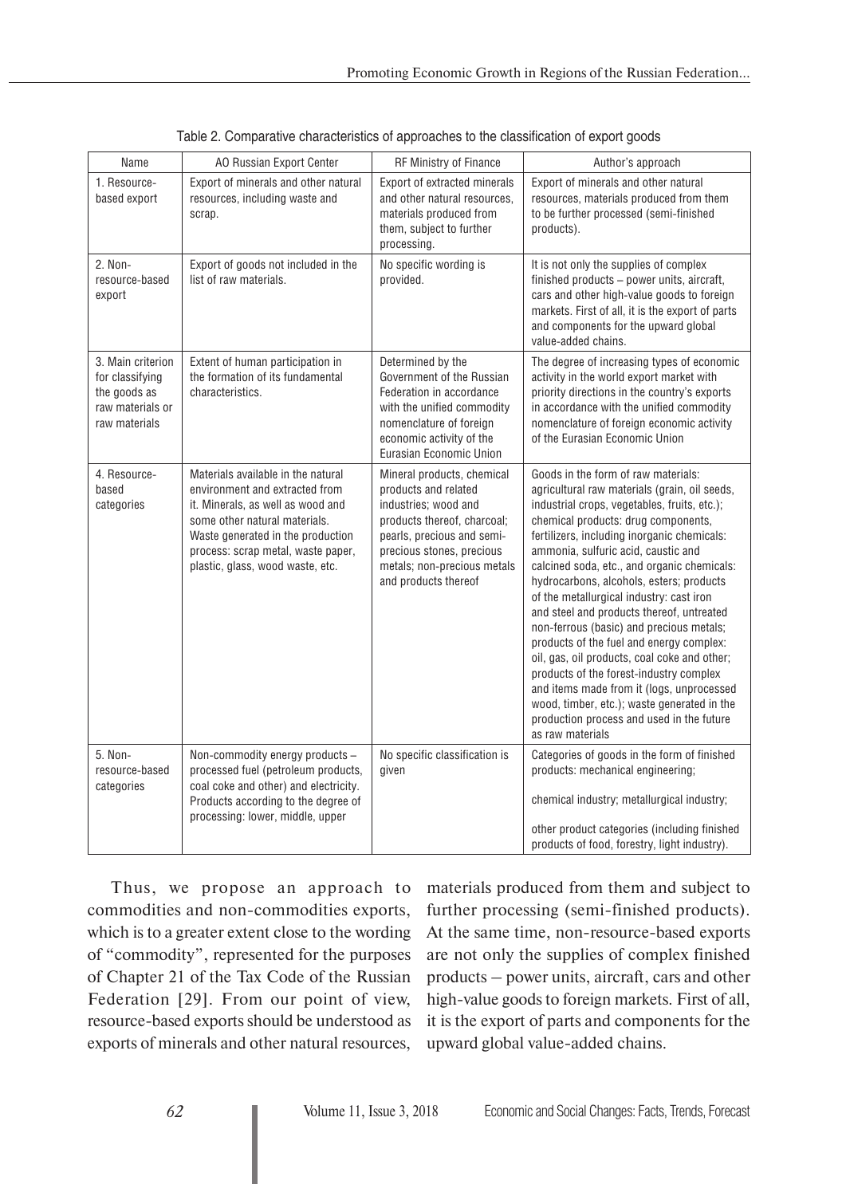Table 2. Comparative characteristics of approaches to the classification of export goods

| Name | AO Russian Export Center | RF Ministry of Finance | Author's approach |
|---|---|---|---|
| 1. Resource-based export | Export of minerals and other natural resources, including waste and scrap. | Export of extracted minerals and other natural resources, materials produced from them, subject to further processing. | Export of minerals and other natural resources, materials produced from them to be further processed (semi-finished products). |
| 2. Non-resource-based export | Export of goods not included in the list of raw materials. | No specific wording is provided. | It is not only the supplies of complex finished products – power units, aircraft, cars and other high-value goods to foreign markets. First of all, it is the export of parts and components for the upward global value-added chains. |
| 3. Main criterion for classifying the goods as raw materials or raw materials | Extent of human participation in the formation of its fundamental characteristics. | Determined by the Government of the Russian Federation in accordance with the unified commodity nomenclature of foreign economic activity of the Eurasian Economic Union | The degree of increasing types of economic activity in the world export market with priority directions in the country's exports in accordance with the unified commodity nomenclature of foreign economic activity of the Eurasian Economic Union |
| 4. Resource-based categories | Materials available in the natural environment and extracted from it. Minerals, as well as wood and some other natural materials. Waste generated in the production process: scrap metal, waste paper, plastic, glass, wood waste, etc. | Mineral products, chemical products and related industries; wood and products thereof, charcoal; pearls, precious and semi-precious stones, precious metals; non-precious metals and products thereof | Goods in the form of raw materials: agricultural raw materials (grain, oil seeds, industrial crops, vegetables, fruits, etc.); chemical products: drug components, fertilizers, including inorganic chemicals: ammonia, sulfuric acid, caustic and calcined soda, etc., and organic chemicals: hydrocarbons, alcohols, esters; products of the metallurgical industry: cast iron and steel and products thereof, untreated non-ferrous (basic) and precious metals; products of the fuel and energy complex: oil, gas, oil products, coal coke and other; products of the forest-industry complex and items made from it (logs, unprocessed wood, timber, etc.); waste generated in the production process and used in the future as raw materials |
| 5. Non-resource-based categories | Non-commodity energy products – processed fuel (petroleum products, coal coke and other) and electricity. Products according to the degree of processing: lower, middle, upper | No specific classification is given | Categories of goods in the form of finished products: mechanical engineering; chemical industry; metallurgical industry; other product categories (including finished products of food, forestry, light industry). |

Thus, we propose an approach to commodities and non-commodities exports, which is to a greater extent close to the wording of "commodity", represented for the purposes of Chapter 21 of the Tax Code of the Russian Federation [29]. From our point of view, resource-based exports should be understood as exports of minerals and other natural resources, materials produced from them and subject to further processing (semi-finished products). At the same time, non-resource-based exports are not only the supplies of complex finished products – power units, aircraft, cars and other high-value goods to foreign markets. First of all, it is the export of parts and components for the upward global value-added chains.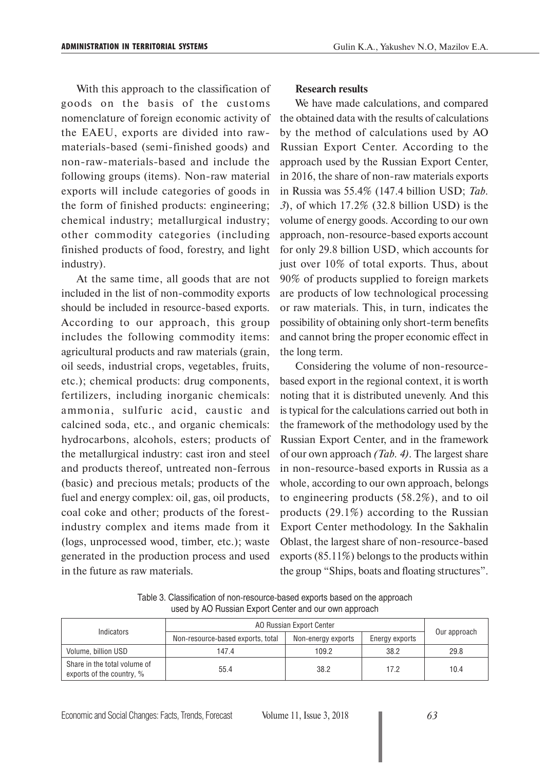With this approach to the classification of goods on the basis of the customs nomenclature of foreign economic activity of the EAEU, exports are divided into raw-materials-based (semi-finished goods) and non-raw-materials-based and include the following groups (items). Non-raw material exports will include categories of goods in the form of finished products: engineering; chemical industry; metallurgical industry; other commodity categories (including finished products of food, forestry, and light industry).

At the same time, all goods that are not included in the list of non-commodity exports should be included in resource-based exports. According to our approach, this group includes the following commodity items: agricultural products and raw materials (grain, oil seeds, industrial crops, vegetables, fruits, etc.); chemical products: drug components, fertilizers, including inorganic chemicals: ammonia, sulfuric acid, caustic and calcined soda, etc., and organic chemicals: hydrocarbons, alcohols, esters; products of the metallurgical industry: cast iron and steel and products thereof, untreated non-ferrous (basic) and precious metals; products of the fuel and energy complex: oil, gas, oil products, coal coke and other; products of the forest-industry complex and items made from it (logs, unprocessed wood, timber, etc.); waste generated in the production process and used in the future as raw materials.

**Research results**

We have made calculations, and compared the obtained data with the results of calculations by the method of calculations used by AO Russian Export Center. According to the approach used by the Russian Export Center, in 2016, the share of non-raw materials exports in Russia was 55.4% (147.4 billion USD; *Tab. 3*), of which 17.2% (32.8 billion USD) is the volume of energy goods. According to our own approach, non-resource-based exports account for only 29.8 billion USD, which accounts for just over 10% of total exports. Thus, about 90% of products supplied to foreign markets are products of low technological processing or raw materials. This, in turn, indicates the possibility of obtaining only short-term benefits and cannot bring the proper economic effect in the long term.

Considering the volume of non-resource-based export in the regional context, it is worth noting that it is distributed unevenly. And this is typical for the calculations carried out both in the framework of the methodology used by the Russian Export Center, and in the framework of our own approach *(Tab. 4)*. The largest share in non-resource-based exports in Russia as a whole, according to our own approach, belongs to engineering products (58.2%), and to oil products (29.1%) according to the Russian Export Center methodology. In the Sakhalin Oblast, the largest share of non-resource-based exports (85.11%) belongs to the products within the group "Ships, boats and floating structures".

Table 3. Classification of non-resource-based exports based on the approach used by AO Russian Export Center and our own approach

| Indicators | AO Russian Export Center | | | Our approach |
|---|---|---|---|---|
| | Non-resource-based exports, total | Non-energy exports | Energy exports | |
| Volume, billion USD | 147.4 | 109.2 | 38.2 | 29.8 |
| Share in the total volume of exports of the country, % | 55.4 | 38.2 | 17.2 | 10.4 |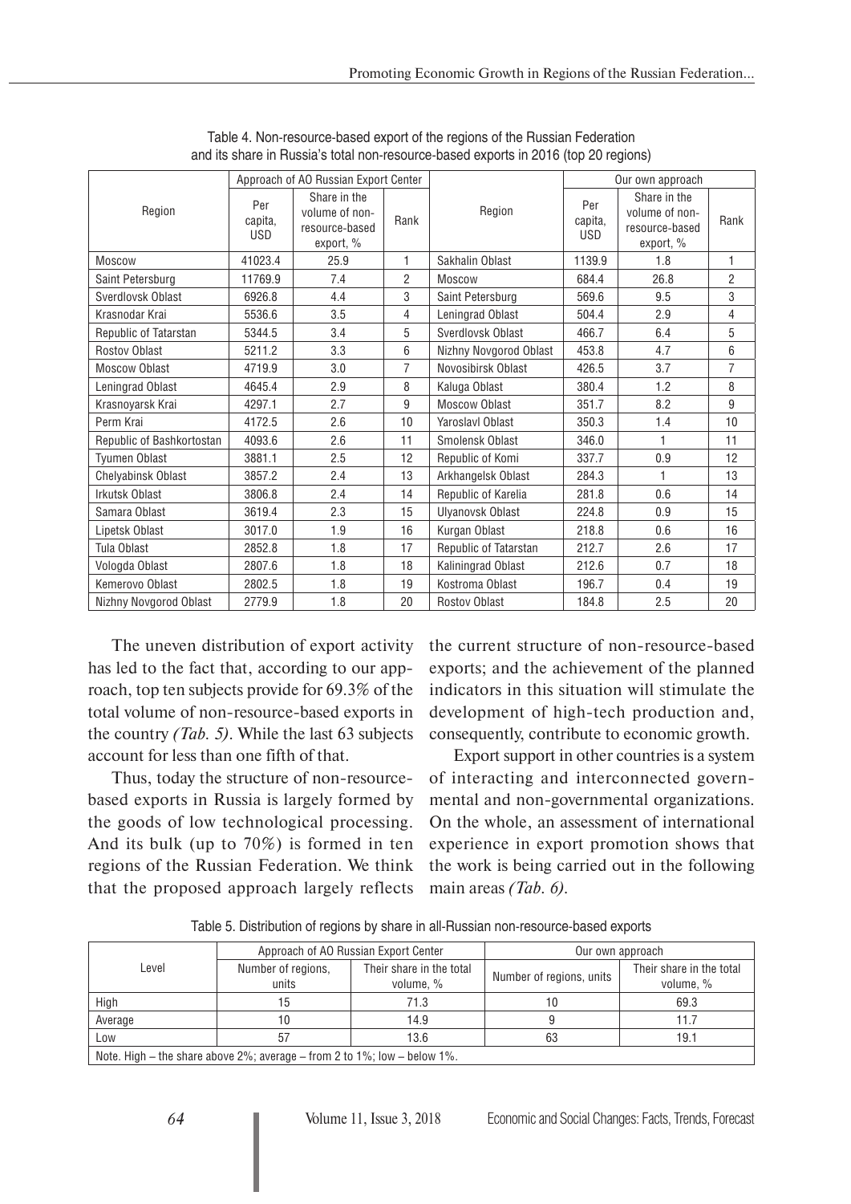Table 4. Non-resource-based export of the regions of the Russian Federation and its share in Russia's total non-resource-based exports in 2016 (top 20 regions)

| Region | Approach of AO Russian Export Center | | | Region | Our own approach | | |
|---|---|---|---|---|---|---|---|
| | Per capita, USD | Share in the volume of non-resource-based export, % | Rank | | Per capita, USD | Share in the volume of non-resource-based export, % | Rank |
| Moscow | 41023.4 | 25.9 | 1 | Sakhalin Oblast | 1139.9 | 1.8 | 1 |
| Saint Petersburg | 11769.9 | 7.4 | 2 | Moscow | 684.4 | 26.8 | 2 |
| Sverdlovsk Oblast | 6926.8 | 4.4 | 3 | Saint Petersburg | 569.6 | 9.5 | 3 |
| Krasnodar Krai | 5536.6 | 3.5 | 4 | Leningrad Oblast | 504.4 | 2.9 | 4 |
| Republic of Tatarstan | 5344.5 | 3.4 | 5 | Sverdlovsk Oblast | 466.7 | 6.4 | 5 |
| Rostov Oblast | 5211.2 | 3.3 | 6 | Nizhny Novgorod Oblast | 453.8 | 4.7 | 6 |
| Moscow Oblast | 4719.9 | 3.0 | 7 | Novosibirsk Oblast | 426.5 | 3.7 | 7 |
| Leningrad Oblast | 4645.4 | 2.9 | 8 | Kaluga Oblast | 380.4 | 1.2 | 8 |
| Krasnoyarsk Krai | 4297.1 | 2.7 | 9 | Moscow Oblast | 351.7 | 8.2 | 9 |
| Perm Krai | 4172.5 | 2.6 | 10 | Yaroslavl Oblast | 350.3 | 1.4 | 10 |
| Republic of Bashkortostan | 4093.6 | 2.6 | 11 | Smolensk Oblast | 346.0 | 1 | 11 |
| Tyumen Oblast | 3881.1 | 2.5 | 12 | Republic of Komi | 337.7 | 0.9 | 12 |
| Chelyabinsk Oblast | 3857.2 | 2.4 | 13 | Arkhangelsk Oblast | 284.3 | 1 | 13 |
| Irkutsk Oblast | 3806.8 | 2.4 | 14 | Republic of Karelia | 281.8 | 0.6 | 14 |
| Samara Oblast | 3619.4 | 2.3 | 15 | Ulyanovsk Oblast | 224.8 | 0.9 | 15 |
| Lipetsk Oblast | 3017.0 | 1.9 | 16 | Kurgan Oblast | 218.8 | 0.6 | 16 |
| Tula Oblast | 2852.8 | 1.8 | 17 | Republic of Tatarstan | 212.7 | 2.6 | 17 |
| Vologda Oblast | 2807.6 | 1.8 | 18 | Kaliningrad Oblast | 212.6 | 0.7 | 18 |
| Kemerovo Oblast | 2802.5 | 1.8 | 19 | Kostroma Oblast | 196.7 | 0.4 | 19 |
| Nizhny Novgorod Oblast | 2779.9 | 1.8 | 20 | Rostov Oblast | 184.8 | 2.5 | 20 |

The uneven distribution of export activity has led to the fact that, according to our approach, top ten subjects provide for 69.3% of the total volume of non-resource-based exports in the country *(Tab. 5)*. While the last 63 subjects account for less than one fifth of that.

Thus, today the structure of non-resource-based exports in Russia is largely formed by the goods of low technological processing. And its bulk (up to 70%) is formed in ten regions of the Russian Federation. We think that the proposed approach largely reflects the current structure of non-resource-based exports; and the achievement of the planned indicators in this situation will stimulate the development of high-tech production and, consequently, contribute to economic growth.

Export support in other countries is a system of interacting and interconnected governmental and non-governmental organizations. On the whole, an assessment of international experience in export promotion shows that the work is being carried out in the following main areas *(Tab. 6)*.

Table 5. Distribution of regions by share in all-Russian non-resource-based exports

| Level | Approach of AO Russian Export Center | | Our own approach | |
|---|---|---|---|---|
| | Number of regions, units | Their share in the total volume, % | Number of regions, units | Their share in the total volume, % |
| High | 15 | 71.3 | 10 | 69.3 |
| Average | 10 | 14.9 | 9 | 11.7 |
| Low | 57 | 13.6 | 63 | 19.1 |
| Note. High – the share above 2%; average – from 2 to 1%; low – below 1%. | | | | |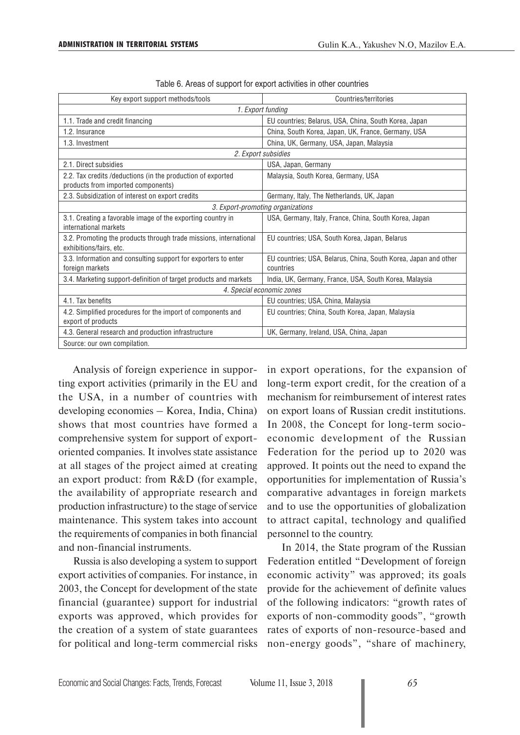Table 6. Areas of support for export activities in other countries

| Key export support methods/tools | Countries/territories |
|---|---|
| *1. Export funding* | |
| 1.1. Trade and credit financing | EU countries; Belarus, USA, China, South Korea, Japan |
| 1.2. Insurance | China, South Korea, Japan, UK, France, Germany, USA |
| 1.3. Investment | China, UK, Germany, USA, Japan, Malaysia |
| *2. Export subsidies* | |
| 2.1. Direct subsidies | USA, Japan, Germany |
| 2.2. Tax credits /deductions (in the production of exported products from imported components) | Malaysia, South Korea, Germany, USA |
| 2.3. Subsidization of interest on export credits | Germany, Italy, The Netherlands, UK, Japan |
| *3. Export-promoting organizations* | |
| 3.1. Creating a favorable image of the exporting country in international markets | USA, Germany, Italy, France, China, South Korea, Japan |
| 3.2. Promoting the products through trade missions, international exhibitions/fairs, etc. | EU countries; USA, South Korea, Japan, Belarus |
| 3.3. Information and consulting support for exporters to enter foreign markets | EU countries; USA, Belarus, China, South Korea, Japan and other countries |
| 3.4. Marketing support-definition of target products and markets | India, UK, Germany, France, USA, South Korea, Malaysia |
| *4. Special economic zones* | |
| 4.1. Tax benefits | EU countries; USA, China, Malaysia |
| 4.2. Simplified procedures for the import of components and export of products | EU countries; China, South Korea, Japan, Malaysia |
| 4.3. General research and production infrastructure | UK, Germany, Ireland, USA, China, Japan |
| Source: our own compilation. | |

Analysis of foreign experience in supporting export activities (primarily in the EU and the USA, in a number of countries with developing economies – Korea, India, China) shows that most countries have formed a comprehensive system for support of export-oriented companies. It involves state assistance at all stages of the project aimed at creating an export product: from R&D (for example, the availability of appropriate research and production infrastructure) to the stage of service maintenance. This system takes into account the requirements of companies in both financial and non-financial instruments.

Russia is also developing a system to support export activities of companies. For instance, in 2003, the Concept for development of the state financial (guarantee) support for industrial exports was approved, which provides for the creation of a system of state guarantees for political and long-term commercial risks in export operations, for the expansion of long-term export credit, for the creation of a mechanism for reimbursement of interest rates on export loans of Russian credit institutions. In 2008, the Concept for long-term socio-economic development of the Russian Federation for the period up to 2020 was approved. It points out the need to expand the opportunities for implementation of Russia's comparative advantages in foreign markets and to use the opportunities of globalization to attract capital, technology and qualified personnel to the country.

In 2014, the State program of the Russian Federation entitled "Development of foreign economic activity" was approved; its goals provide for the achievement of definite values of the following indicators: "growth rates of exports of non-commodity goods", "growth rates of exports of non-resource-based and non-energy goods", "share of machinery,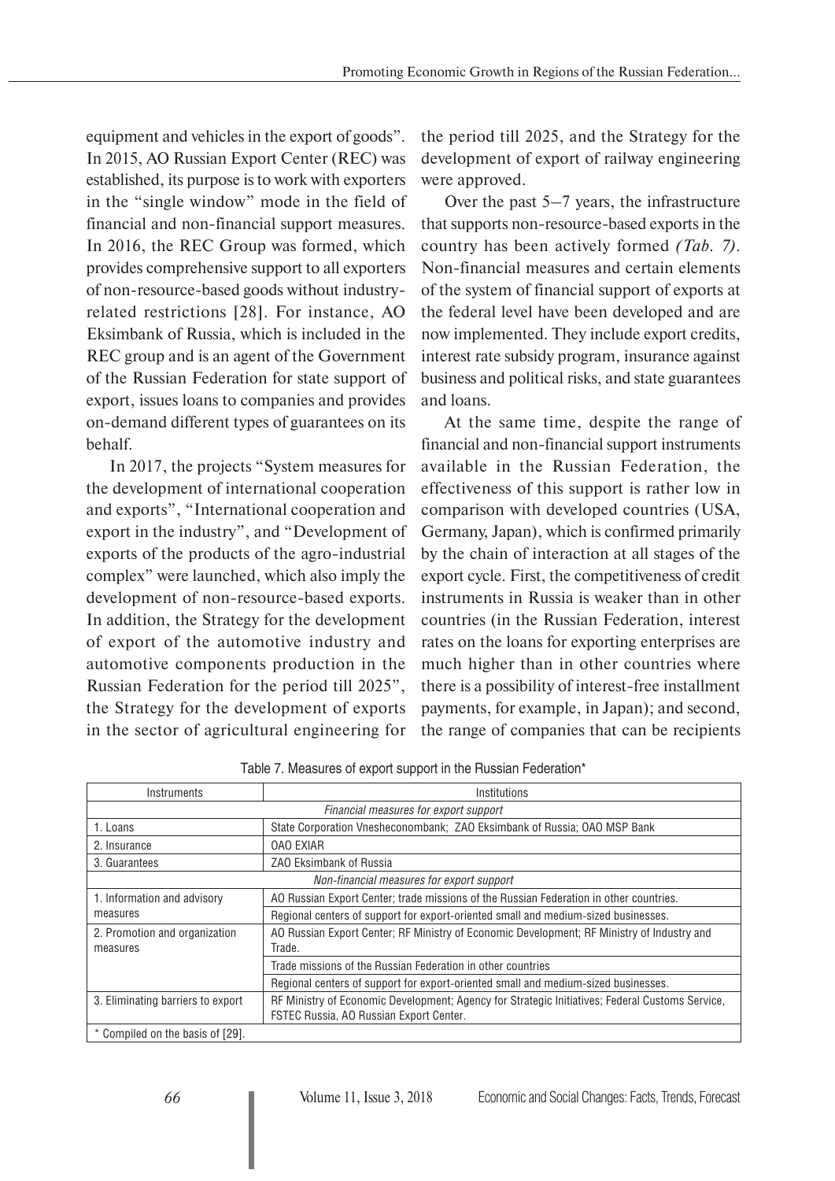equipment and vehicles in the export of goods". In 2015, AO Russian Export Center (REC) was established, its purpose is to work with exporters in the "single window" mode in the field of financial and non-financial support measures. In 2016, the REC Group was formed, which provides comprehensive support to all exporters of non-resource-based goods without industry-related restrictions [28]. For instance, AO Eksimbank of Russia, which is included in the REC group and is an agent of the Government of the Russian Federation for state support of export, issues loans to companies and provides on-demand different types of guarantees on its behalf.

In 2017, the projects "System measures for the development of international cooperation and exports", "International cooperation and export in the industry", and "Development of exports of the products of the agro-industrial complex" were launched, which also imply the development of non-resource-based exports. In addition, the Strategy for the development of export of the automotive industry and automotive components production in the Russian Federation for the period till 2025", the Strategy for the development of exports in the sector of agricultural engineering for the period till 2025, and the Strategy for the development of export of railway engineering were approved.

Over the past 5–7 years, the infrastructure that supports non-resource-based exports in the country has been actively formed *(Tab. 7)*. Non-financial measures and certain elements of the system of financial support of exports at the federal level have been developed and are now implemented. They include export credits, interest rate subsidy program, insurance against business and political risks, and state guarantees and loans.

At the same time, despite the range of financial and non-financial support instruments available in the Russian Federation, the effectiveness of this support is rather low in comparison with developed countries (USA, Germany, Japan), which is confirmed primarily by the chain of interaction at all stages of the export cycle. First, the competitiveness of credit instruments in Russia is weaker than in other countries (in the Russian Federation, interest rates on the loans for exporting enterprises are much higher than in other countries where there is a possibility of interest-free installment payments, for example, in Japan); and second, the range of companies that can be recipients

Table 7. Measures of export support in the Russian Federation*

| Instruments | Institutions |
|---|---|
| *Financial measures for export support* | |
| 1. Loans | State Corporation Vnesheconombank; ZAO Eksimbank of Russia; OAO MSP Bank |
| 2. Insurance | OAO EXIAR |
| 3. Guarantees | ZAO Eksimbank of Russia |
| *Non-financial measures for export support* | |
| 1. Information and advisory measures | AO Russian Export Center; trade missions of the Russian Federation in other countries. |
| | Regional centers of support for export-oriented small and medium-sized businesses. |
| 2. Promotion and organization measures | AO Russian Export Center; RF Ministry of Economic Development; RF Ministry of Industry and Trade. |
| | Trade missions of the Russian Federation in other countries |
| | Regional centers of support for export-oriented small and medium-sized businesses. |
| 3. Eliminating barriers to export | RF Ministry of Economic Development; Agency for Strategic Initiatives; Federal Customs Service, FSTEC Russia, AO Russian Export Center. |

\* Compiled on the basis of [29].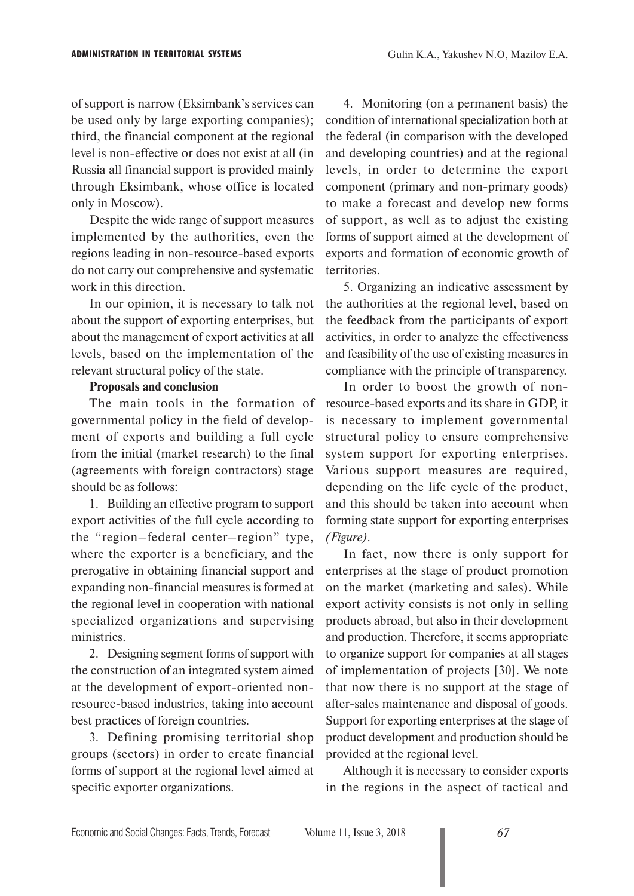of support is narrow (Eksimbank's services can be used only by large exporting companies); third, the financial component at the regional level is non-effective or does not exist at all (in Russia all financial support is provided mainly through Eksimbank, whose office is located only in Moscow).

Despite the wide range of support measures implemented by the authorities, even the regions leading in non-resource-based exports do not carry out comprehensive and systematic work in this direction.

In our opinion, it is necessary to talk not about the support of exporting enterprises, but about the management of export activities at all levels, based on the implementation of the relevant structural policy of the state.

**Proposals and conclusion**

The main tools in the formation of governmental policy in the field of development of exports and building a full cycle from the initial (market research) to the final (agreements with foreign contractors) stage should be as follows:

1. Building an effective program to support export activities of the full cycle according to the "region–federal center–region" type, where the exporter is a beneficiary, and the prerogative in obtaining financial support and expanding non-financial measures is formed at the regional level in cooperation with national specialized organizations and supervising ministries.

2. Designing segment forms of support with the construction of an integrated system aimed at the development of export-oriented non-resource-based industries, taking into account best practices of foreign countries.

3. Defining promising territorial shop groups (sectors) in order to create financial forms of support at the regional level aimed at specific exporter organizations.

4. Monitoring (on a permanent basis) the condition of international specialization both at the federal (in comparison with the developed and developing countries) and at the regional levels, in order to determine the export component (primary and non-primary goods) to make a forecast and develop new forms of support, as well as to adjust the existing forms of support aimed at the development of exports and formation of economic growth of territories.

5. Organizing an indicative assessment by the authorities at the regional level, based on the feedback from the participants of export activities, in order to analyze the effectiveness and feasibility of the use of existing measures in compliance with the principle of transparency.

In order to boost the growth of non-resource-based exports and its share in GDP, it is necessary to implement governmental structural policy to ensure comprehensive system support for exporting enterprises. Various support measures are required, depending on the life cycle of the product, and this should be taken into account when forming state support for exporting enterprises *(Figure)*.

In fact, now there is only support for enterprises at the stage of product promotion on the market (marketing and sales). While export activity consists is not only in selling products abroad, but also in their development and production. Therefore, it seems appropriate to organize support for companies at all stages of implementation of projects [30]. We note that now there is no support at the stage of after-sales maintenance and disposal of goods. Support for exporting enterprises at the stage of product development and production should be provided at the regional level.

Although it is necessary to consider exports in the regions in the aspect of tactical and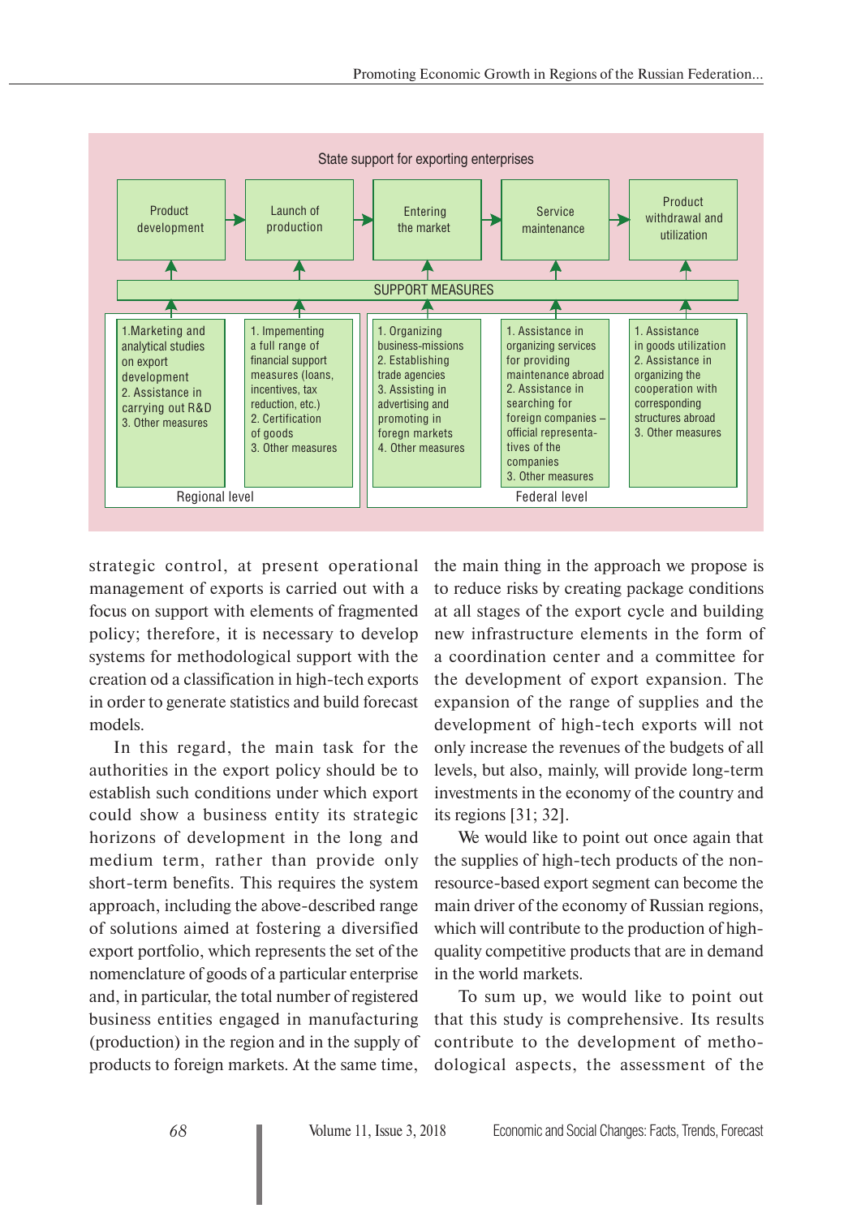State support for exporting enterprises

| Product development | Launch of production | Entering the market | Service maintenance | Product withdrawal and utilization |
|---|---|---|---|---|
| SUPPORT MEASURES | | | | |
| 1.Marketing and analytical studies on export development 2. Assistance in carrying out R&D 3. Other measures | 1. Impementing a full range of financial support measures (loans, incentives, tax reduction, etc.) 2. Certification of goods 3. Other measures | 1. Organizing business-missions 2. Establishing trade agencies 3. Assisting in advertising and promoting in foregn markets 4. Other measures | 1. Assistance in organizing services for providing maintenance abroad 2. Assistance in searching for foreign companies – official representatives of the companies 3. Other measures | 1. Assistance in goods utilization 2. Assistance in organizing the cooperation with corresponding structures abroad 3. Other measures |
| Regional level | | Federal level | | |

strategic control, at present operational management of exports is carried out with a focus on support with elements of fragmented policy; therefore, it is necessary to develop systems for methodological support with the creation od a classification in high-tech exports in order to generate statistics and build forecast models.

In this regard, the main task for the authorities in the export policy should be to establish such conditions under which export could show a business entity its strategic horizons of development in the long and medium term, rather than provide only short-term benefits. This requires the system approach, including the above-described range of solutions aimed at fostering a diversified export portfolio, which represents the set of the nomenclature of goods of a particular enterprise and, in particular, the total number of registered business entities engaged in manufacturing (production) in the region and in the supply of products to foreign markets. At the same time, the main thing in the approach we propose is to reduce risks by creating package conditions at all stages of the export cycle and building new infrastructure elements in the form of a coordination center and a committee for the development of export expansion. The expansion of the range of supplies and the development of high-tech exports will not only increase the revenues of the budgets of all levels, but also, mainly, will provide long-term investments in the economy of the country and its regions [31; 32].

We would like to point out once again that the supplies of high-tech products of the non-resource-based export segment can become the main driver of the economy of Russian regions, which will contribute to the production of high-quality competitive products that are in demand in the world markets.

To sum up, we would like to point out that this study is comprehensive. Its results contribute to the development of methodological aspects, the assessment of the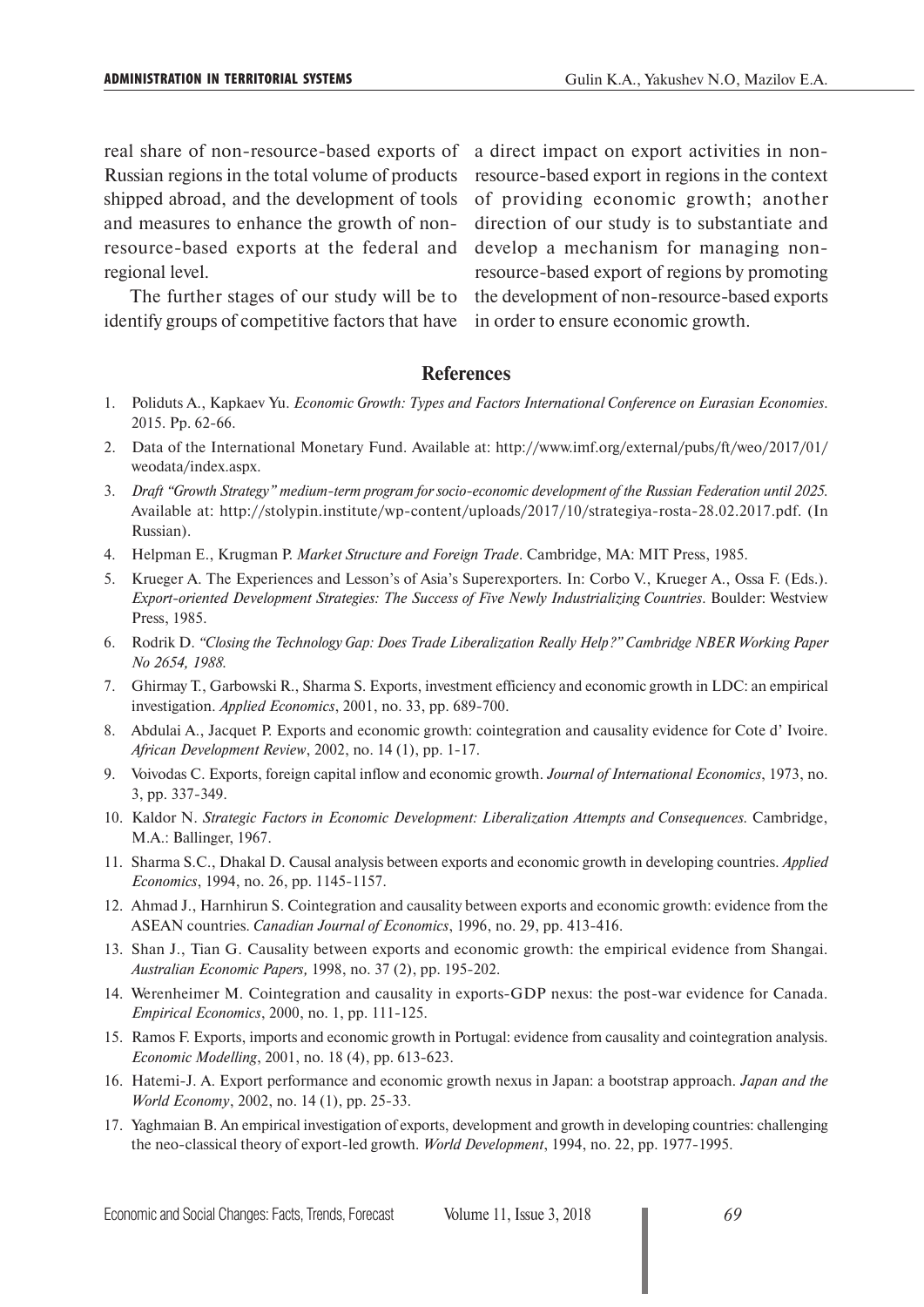real share of non-resource-based exports of Russian regions in the total volume of products shipped abroad, and the development of tools and measures to enhance the growth of non-resource-based exports at the federal and regional level.

The further stages of our study will be to identify groups of competitive factors that have a direct impact on export activities in non-resource-based export in regions in the context of providing economic growth; another direction of our study is to substantiate and develop a mechanism for managing non-resource-based export of regions by promoting the development of non-resource-based exports in order to ensure economic growth.

## References

1. Poliduts A., Kapkaev Yu. *Economic Growth: Types and Factors International Conference on Eurasian Economies*. 2015. Pp. 62-66.
2. Data of the International Monetary Fund. Available at: http://www.imf.org/external/pubs/ft/weo/2017/01/weodata/index.aspx.
3. *Draft "Growth Strategy" medium-term program for socio-economic development of the Russian Federation until 2025.* Available at: http://stolypin.institute/wp-content/uploads/2017/10/strategiya-rosta-28.02.2017.pdf. (In Russian).
4. Helpman E., Krugman P. *Market Structure and Foreign Trade*. Cambridge, MA: MIT Press, 1985.
5. Krueger A. The Experiences and Lesson's of Asia's Superexporters. In: Corbo V., Krueger A., Ossa F. (Eds.). *Export-oriented Development Strategies: The Success of Five Newly Industrializing Countries*. Boulder: Westview Press, 1985.
6. Rodrik D. *"Closing the Technology Gap: Does Trade Liberalization Really Help?" Cambridge NBER Working Paper No 2654, 1988.*
7. Ghirmay T., Garbowski R., Sharma S. Exports, investment efficiency and economic growth in LDC: an empirical investigation. *Applied Economics*, 2001, no. 33, pp. 689-700.
8. Abdulai A., Jacquet P. Exports and economic growth: cointegration and causality evidence for Cote d' Ivoire. *African Development Review*, 2002, no. 14 (1), pp. 1-17.
9. Voivodas C. Exports, foreign capital inflow and economic growth. *Journal of International Economics*, 1973, no. 3, pp. 337-349.
10. Kaldor N. *Strategic Factors in Economic Development: Liberalization Attempts and Consequences.* Cambridge, M.A.: Ballinger, 1967.
11. Sharma S.C., Dhakal D. Causal analysis between exports and economic growth in developing countries. *Applied Economics*, 1994, no. 26, pp. 1145-1157.
12. Ahmad J., Harnhirun S. Cointegration and causality between exports and economic growth: evidence from the ASEAN countries. *Canadian Journal of Economics*, 1996, no. 29, pp. 413-416.
13. Shan J., Tian G. Causality between exports and economic growth: the empirical evidence from Shangai. *Australian Economic Papers,* 1998, no. 37 (2), pp. 195-202.
14. Werenheimer M. Cointegration and causality in exports-GDP nexus: the post-war evidence for Canada. *Empirical Economics*, 2000, no. 1, pp. 111-125.
15. Ramos F. Exports, imports and economic growth in Portugal: evidence from causality and cointegration analysis. *Economic Modelling*, 2001, no. 18 (4), pp. 613-623.
16. Hatemi-J. A. Export performance and economic growth nexus in Japan: a bootstrap approach. *Japan and the World Economy*, 2002, no. 14 (1), pp. 25-33.
17. Yaghmaian B. An empirical investigation of exports, development and growth in developing countries: challenging the neo-classical theory of export-led growth. *World Development*, 1994, no. 22, pp. 1977-1995.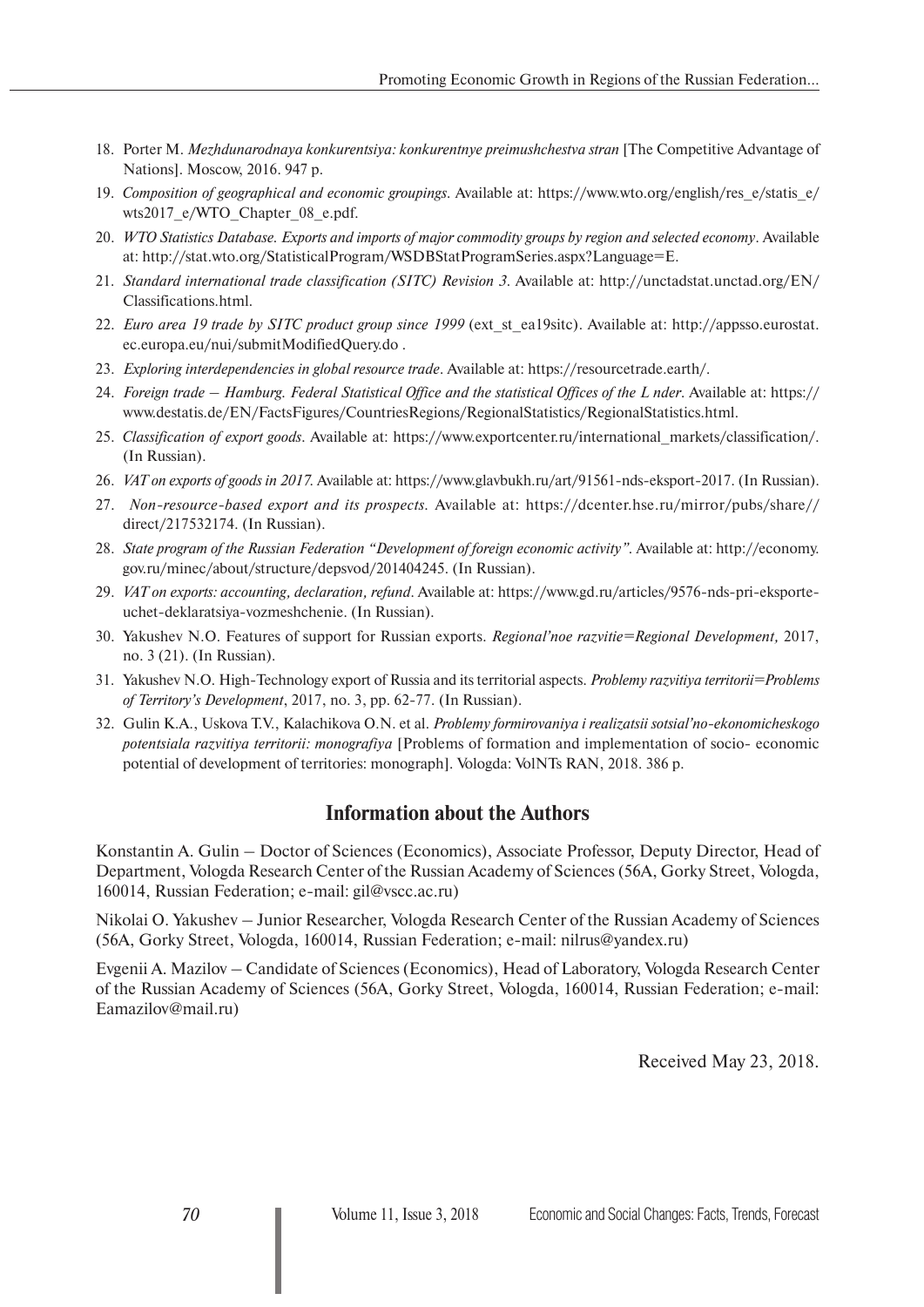18. Porter M. *Mezhdunarodnaya konkurentsiya: konkurentnye preimushchestva stran* [The Competitive Advantage of Nations]. Moscow, 2016. 947 p.
19. *Composition of geographical and economic groupings*. Available at: https://www.wto.org/english/res_e/statis_e/wts2017_e/WTO_Chapter_08_e.pdf.
20. *WTO Statistics Database. Exports and imports of major commodity groups by region and selected economy*. Available at: http://stat.wto.org/StatisticalProgram/WSDBStatProgramSeries.aspx?Language=E.
21. *Standard international trade classification (SITC) Revision 3*. Available at: http://unctadstat.unctad.org/EN/Classifications.html.
22. *Euro area 19 trade by SITC product group since 1999* (ext_st_ea19sitc). Available at: http://appsso.eurostat.ec.europa.eu/nui/submitModifiedQuery.do .
23. *Exploring interdependencies in global resource trade*. Available at: https://resourcetrade.earth/.
24. *Foreign trade – Hamburg. Federal Statistical Office and the statistical Offices of the L nder*. Available at: https://www.destatis.de/EN/FactsFigures/CountriesRegions/RegionalStatistics/RegionalStatistics.html.
25. *Classification of export goods*. Available at: https://www.exportcenter.ru/international_markets/classification/. (In Russian).
26. *VAT on exports of goods in 2017*. Available at: https://www.glavbukh.ru/art/91561-nds-eksport-2017. (In Russian).
27. *Non-resource-based export and its prospects*. Available at: https://dcenter.hse.ru/mirror/pubs/share//direct/217532174. (In Russian).
28. *State program of the Russian Federation "Development of foreign economic activity"*. Available at: http://economy.gov.ru/minec/about/structure/depsvod/201404245. (In Russian).
29. *VAT on exports: accounting, declaration, refund*. Available at: https://www.gd.ru/articles/9576-nds-pri-eksporte-uchet-deklaratsiya-vozmeshchenie. (In Russian).
30. Yakushev N.O. Features of support for Russian exports. *Regional'noe razvitie=Regional Development,* 2017, no. 3 (21). (In Russian).
31. Yakushev N.O. High-Technology export of Russia and its territorial aspects. *Problemy razvitiya territorii=Problems of Territory's Development*, 2017, no. 3, pp. 62-77. (In Russian).
32. Gulin K.A., Uskova T.V., Kalachikova O.N. et al. *Problemy formirovaniya i realizatsii sotsial'no-ekonomicheskogo potentsiala razvitiya territorii: monografiya* [Problems of formation and implementation of socio- economic potential of development of territories: monograph]. Vologda: VolNTs RAN, 2018. 386 p.

## Information about the Authors

Konstantin A. Gulin – Doctor of Sciences (Economics), Associate Professor, Deputy Director, Head of Department, Vologda Research Center of the Russian Academy of Sciences (56A, Gorky Street, Vologda, 160014, Russian Federation; e-mail: gil@vscc.ac.ru)

Nikolai O. Yakushev – Junior Researcher, Vologda Research Center of the Russian Academy of Sciences (56A, Gorky Street, Vologda, 160014, Russian Federation; e-mail: nilrus@yandex.ru)

Evgenii A. Mazilov – Candidate of Sciences (Economics), Head of Laboratory, Vologda Research Center of the Russian Academy of Sciences (56A, Gorky Street, Vologda, 160014, Russian Federation; e-mail: Eamazilov@mail.ru)

Received May 23, 2018.